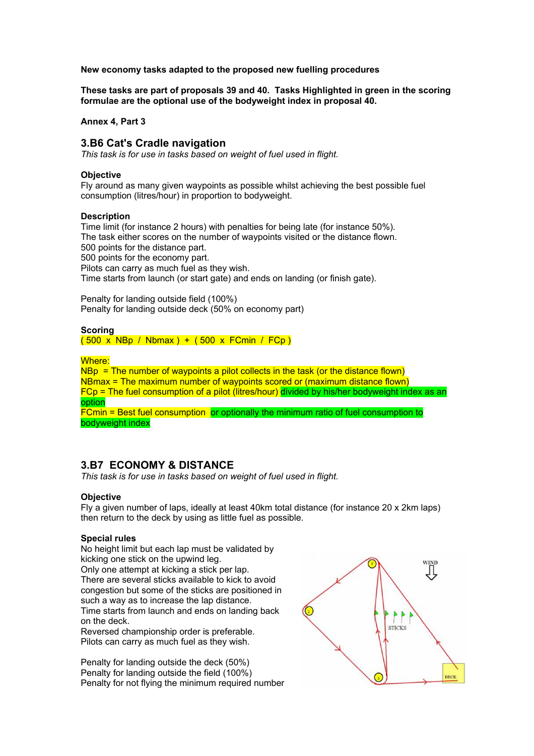**New economy tasks adapted to the proposed new fuelling procedures**

**These tasks are part of proposals 39 and 40. Tasks Highlighted in green in the scoring formulae are the optional use of the bodyweight index in proposal 40.**

**Annex 4, Part 3**

## 3.B6 Cat's Cradle navigation

*This task is for use in tasks based on weight of fuel used in flight.*

**Objective**

Fly around as many given waypoints as possible whilst achieving the best possible fuel consumption (litres/hour) in proportion to bodyweight.

**Description**

Time limit (for instance 2 hours) with penalties for being late (for instance 50%).
The task either scores on the number of waypoints visited or the distance flown.
500 points for the distance part.
500 points for the economy part.
Pilots can carry as much fuel as they wish.
Time starts from launch (or start gate) and ends on landing (or finish gate).

Penalty for landing outside field (100%)
Penalty for landing outside deck (50% on economy part)

**Scoring**

$$(500 \times NBp / Nbmax) + (500 \times FCmin / FCp)$$

Where:
NBp = The number of waypoints a pilot collects in the task (or the distance flown)
NBmax = The maximum number of waypoints scored or (maximum distance flown)
FCp = The fuel consumption of a pilot (litres/hour) divided by his/her bodyweight index as an option
FCmin = Best fuel consumption or optionally the minimum ratio of fuel consumption to bodyweight index

## 3.B7 ECONOMY & DISTANCE

*This task is for use in tasks based on weight of fuel used in flight.*

**Objective**

Fly a given number of laps, ideally at least 40km total distance (for instance 20 x 2km laps) then return to the deck by using as little fuel as possible.

**Special rules**

No height limit but each lap must be validated by kicking one stick on the upwind leg.
Only one attempt at kicking a stick per lap.
There are several sticks available to kick to avoid congestion but some of the sticks are positioned in such a way as to increase the lap distance.
Time starts from launch and ends on landing back on the deck.
Reversed championship order is preferable.
Pilots can carry as much fuel as they wish.

Penalty for landing outside the deck (50%)
Penalty for landing outside the field (100%)
Penalty for not flying the minimum required number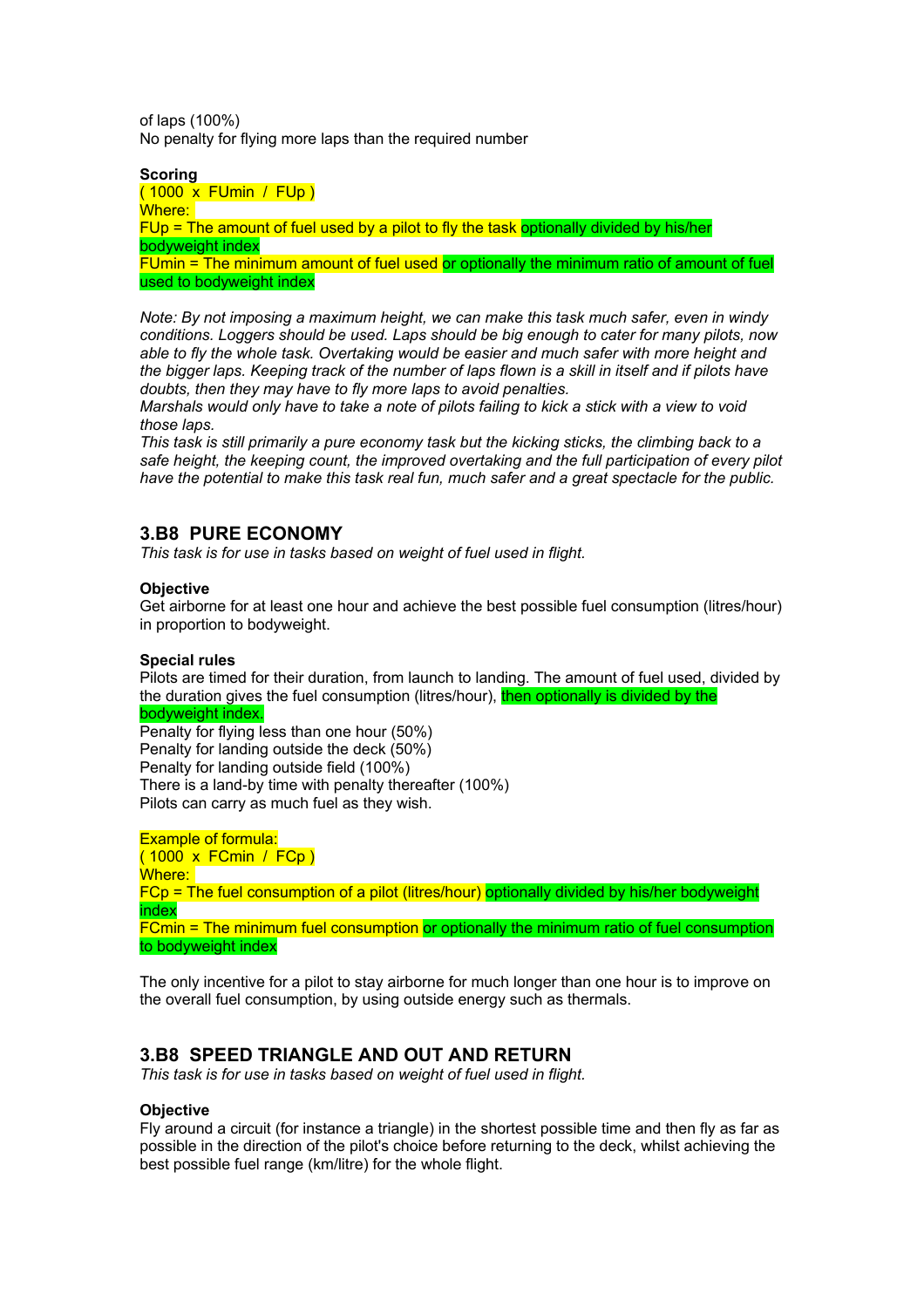of laps (100%)
No penalty for flying more laps than the required number

**Scoring**
( 1000 x FUmin / FUp )
Where:
FUp = The amount of fuel used by a pilot to fly the task optionally divided by his/her bodyweight index
FUmin = The minimum amount of fuel used or optionally the minimum ratio of amount of fuel used to bodyweight index

*Note: By not imposing a maximum height, we can make this task much safer, even in windy conditions. Loggers should be used. Laps should be big enough to cater for many pilots, now able to fly the whole task. Overtaking would be easier and much safer with more height and the bigger laps. Keeping track of the number of laps flown is a skill in itself and if pilots have doubts, then they may have to fly more laps to avoid penalties.*
*Marshals would only have to take a note of pilots failing to kick a stick with a view to void those laps.*
*This task is still primarily a pure economy task but the kicking sticks, the climbing back to a safe height, the keeping count, the improved overtaking and the full participation of every pilot have the potential to make this task real fun, much safer and a great spectacle for the public.*

## 3.B8 PURE ECONOMY

*This task is for use in tasks based on weight of fuel used in flight.*

**Objective**
Get airborne for at least one hour and achieve the best possible fuel consumption (litres/hour) in proportion to bodyweight.

**Special rules**
Pilots are timed for their duration, from launch to landing. The amount of fuel used, divided by the duration gives the fuel consumption (litres/hour), then optionally is divided by the bodyweight index.
Penalty for flying less than one hour (50%)
Penalty for landing outside the deck (50%)
Penalty for landing outside field (100%)
There is a land-by time with penalty thereafter (100%)
Pilots can carry as much fuel as they wish.

Example of formula:
( 1000 x FCmin / FCp )
Where:
FCp = The fuel consumption of a pilot (litres/hour) optionally divided by his/her bodyweight index
FCmin = The minimum fuel consumption or optionally the minimum ratio of fuel consumption to bodyweight index

The only incentive for a pilot to stay airborne for much longer than one hour is to improve on the overall fuel consumption, by using outside energy such as thermals.

## 3.B8 SPEED TRIANGLE AND OUT AND RETURN

*This task is for use in tasks based on weight of fuel used in flight.*

**Objective**
Fly around a circuit (for instance a triangle) in the shortest possible time and then fly as far as possible in the direction of the pilot's choice before returning to the deck, whilst achieving the best possible fuel range (km/litre) for the whole flight.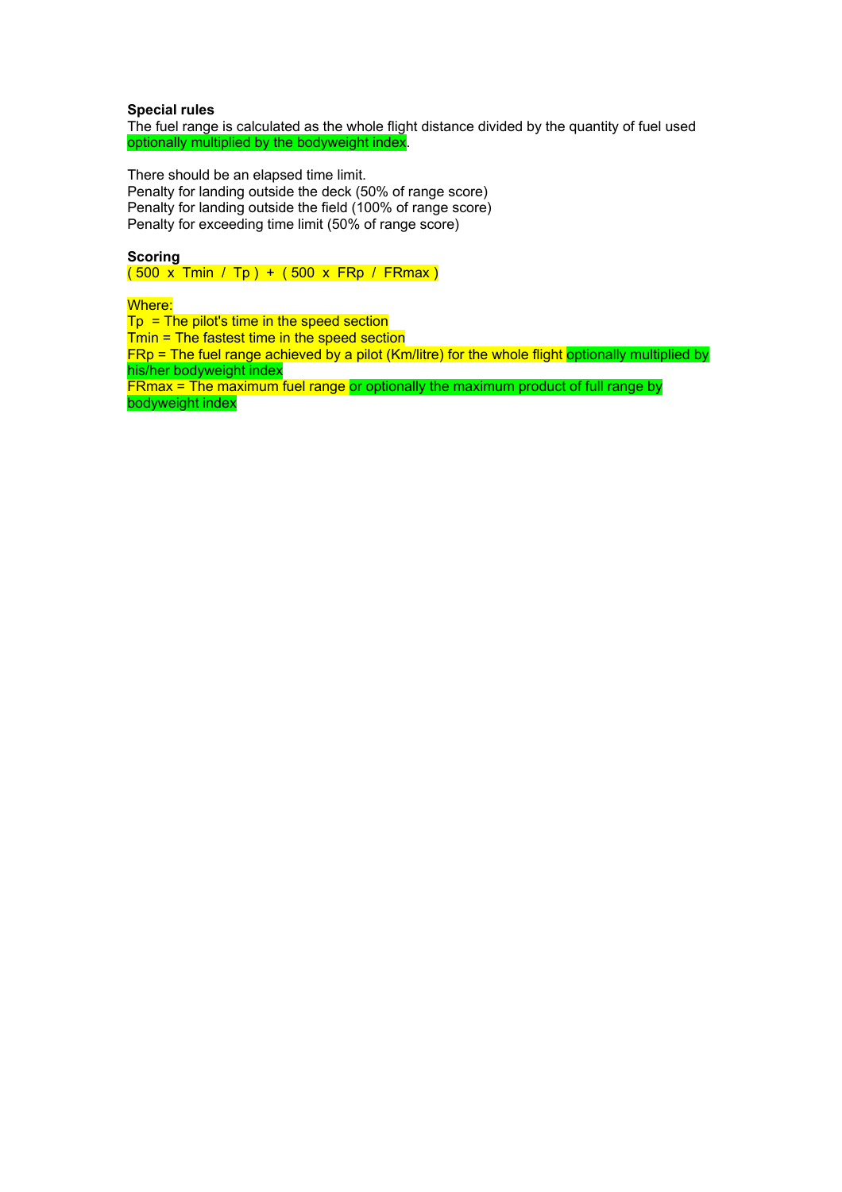**Special rules**

The fuel range is calculated as the whole flight distance divided by the quantity of fuel used optionally multiplied by the bodyweight index.

There should be an elapsed time limit.
Penalty for landing outside the deck (50% of range score)
Penalty for landing outside the field (100% of range score)
Penalty for exceeding time limit (50% of range score)

**Scoring**

$( 500 \times T_{min} / T_p ) + ( 500 \times FR_p / FR_{max} )$

Where:
$T_p$ = The pilot's time in the speed section
$T_{min}$ = The fastest time in the speed section
$FR_p$ = The fuel range achieved by a pilot (Km/litre) for the whole flight optionally multiplied by his/her bodyweight index
$FR_{max}$ = The maximum fuel range or optionally the maximum product of full range by bodyweight index